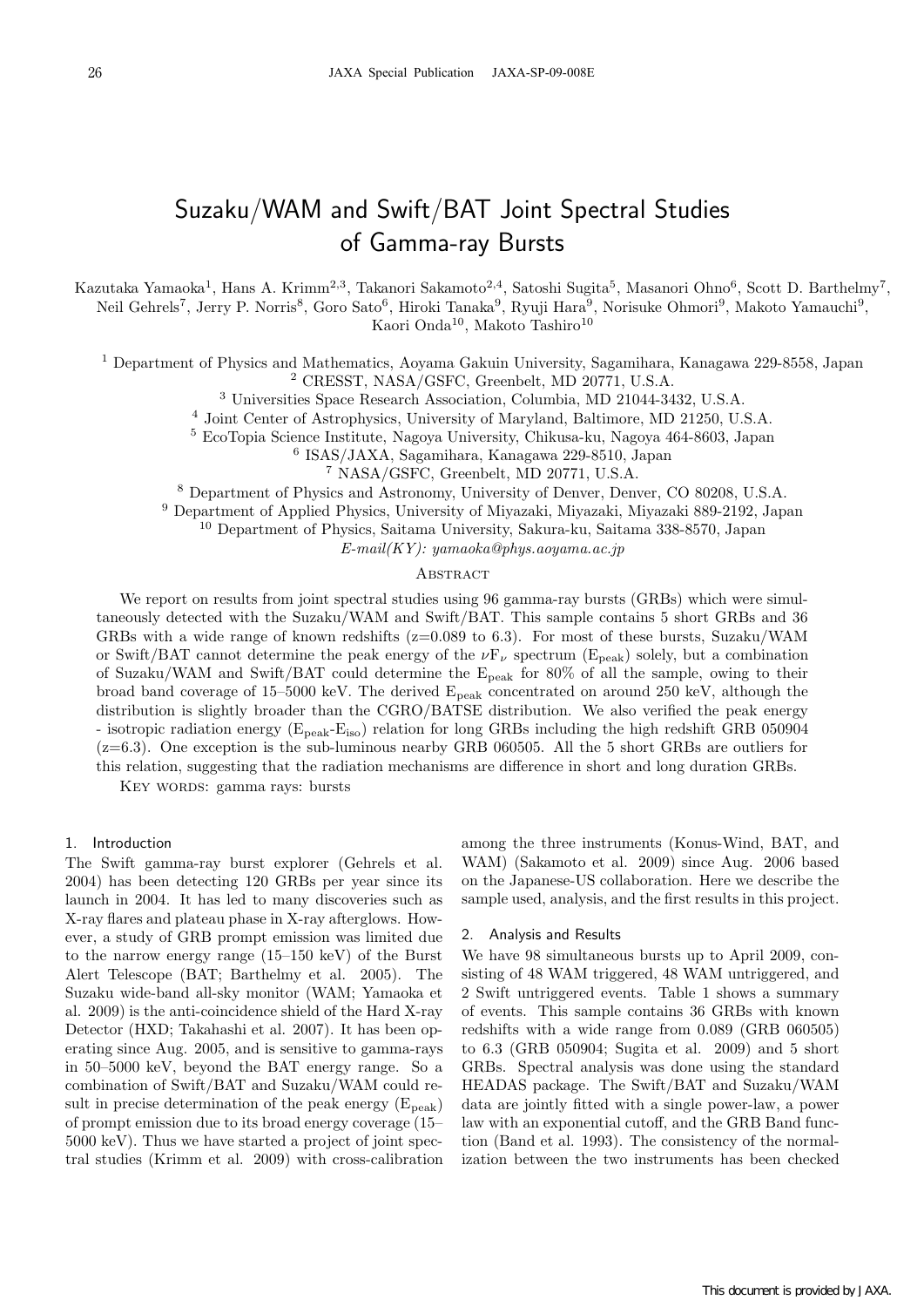# Suzaku/WAM and Swift/BAT Joint Spectral Studies of Gamma-ray Bursts

Kazutaka Yamaoka[1], Hans A. Krimm[2,3], Takanori Sakamoto[2,4], Satoshi Sugita[5], Masanori Ohno[6], Scott D. Barthelmy[7], Neil Gehrels[7], Jerry P. Norris[8], Goro Sato[6], Hiroki Tanaka[9], Ryuji Hara[9], Norisuke Ohmori[9], Makoto Yamauchi[9], Kaori Onda[10], Makoto Tashiro[10]

[1] Department of Physics and Mathematics, Aoyama Gakuin University, Sagamihara, Kanagawa 229-8558, Japan
[2] CRESST, NASA/GSFC, Greenbelt, MD 20771, U.S.A.
[3] Universities Space Research Association, Columbia, MD 21044-3432, U.S.A.
[4] Joint Center of Astrophysics, University of Maryland, Baltimore, MD 21250, U.S.A.
[5] EcoTopia Science Institute, Nagoya University, Chikusa-ku, Nagoya 464-8603, Japan
[6] ISAS/JAXA, Sagamihara, Kanagawa 229-8510, Japan
[7] NASA/GSFC, Greenbelt, MD 20771, U.S.A.
[8] Department of Physics and Astronomy, University of Denver, Denver, CO 80208, U.S.A.
[9] Department of Applied Physics, University of Miyazaki, Miyazaki, Miyazaki 889-2192, Japan
[10] Department of Physics, Saitama University, Sakura-ku, Saitama 338-8570, Japan

*E-mail(KY): yamaoka@phys.aoyama.ac.jp*

## Abstract

We report on results from joint spectral studies using 96 gamma-ray bursts (GRBs) which were simultaneously detected with the Suzaku/WAM and Swift/BAT. This sample contains 5 short GRBs and 36 GRBs with a wide range of known redshifts (z=0.089 to 6.3). For most of these bursts, Suzaku/WAM or Swift/BAT cannot determine the peak energy of the $\nu F_{\nu}$ spectrum ($E_{peak}$) solely, but a combination of Suzaku/WAM and Swift/BAT could determine the $E_{peak}$ for 80% of all the sample, owing to their broad band coverage of 15–5000 keV. The derived $E_{peak}$ concentrated on around 250 keV, although the distribution is slightly broader than the CGRO/BATSE distribution. We also verified the peak energy - isotropic radiation energy ($E_{peak}$-$E_{iso}$) relation for long GRBs including the high redshift GRB 050904 (z=6.3). One exception is the sub-luminous nearby GRB 060505. All the 5 short GRBs are outliers for this relation, suggesting that the radiation mechanisms are difference in short and long duration GRBs.

Key words: gamma rays: bursts

## 1. Introduction

The Swift gamma-ray burst explorer (Gehrels et al. 2004) has been detecting 120 GRBs per year since its launch in 2004. It has led to many discoveries such as X-ray flares and plateau phase in X-ray afterglows. However, a study of GRB prompt emission was limited due to the narrow energy range (15–150 keV) of the Burst Alert Telescope (BAT; Barthelmy et al. 2005). The Suzaku wide-band all-sky monitor (WAM; Yamaoka et al. 2009) is the anti-coincidence shield of the Hard X-ray Detector (HXD; Takahashi et al. 2007). It has been operating since Aug. 2005, and is sensitive to gamma-rays in 50–5000 keV, beyond the BAT energy range. So a combination of Swift/BAT and Suzaku/WAM could result in precise determination of the peak energy ($E_{peak}$) of prompt emission due to its broad energy coverage (15–5000 keV). Thus we have started a project of joint spectral studies (Krimm et al. 2009) with cross-calibration among the three instruments (Konus-Wind, BAT, and WAM) (Sakamoto et al. 2009) since Aug. 2006 based on the Japanese-US collaboration. Here we describe the sample used, analysis, and the first results in this project.

## 2. Analysis and Results

We have 98 simultaneous bursts up to April 2009, consisting of 48 WAM triggered, 48 WAM untriggered, and 2 Swift untriggered events. Table 1 shows a summary of events. This sample contains 36 GRBs with known redshifts with a wide range from 0.089 (GRB 060505) to 6.3 (GRB 050904; Sugita et al. 2009) and 5 short GRBs. Spectral analysis was done using the standard HEADAS package. The Swift/BAT and Suzaku/WAM data are jointly fitted with a single power-law, a power law with an exponential cutoff, and the GRB Band function (Band et al. 1993). The consistency of the normalization between the two instruments has been checked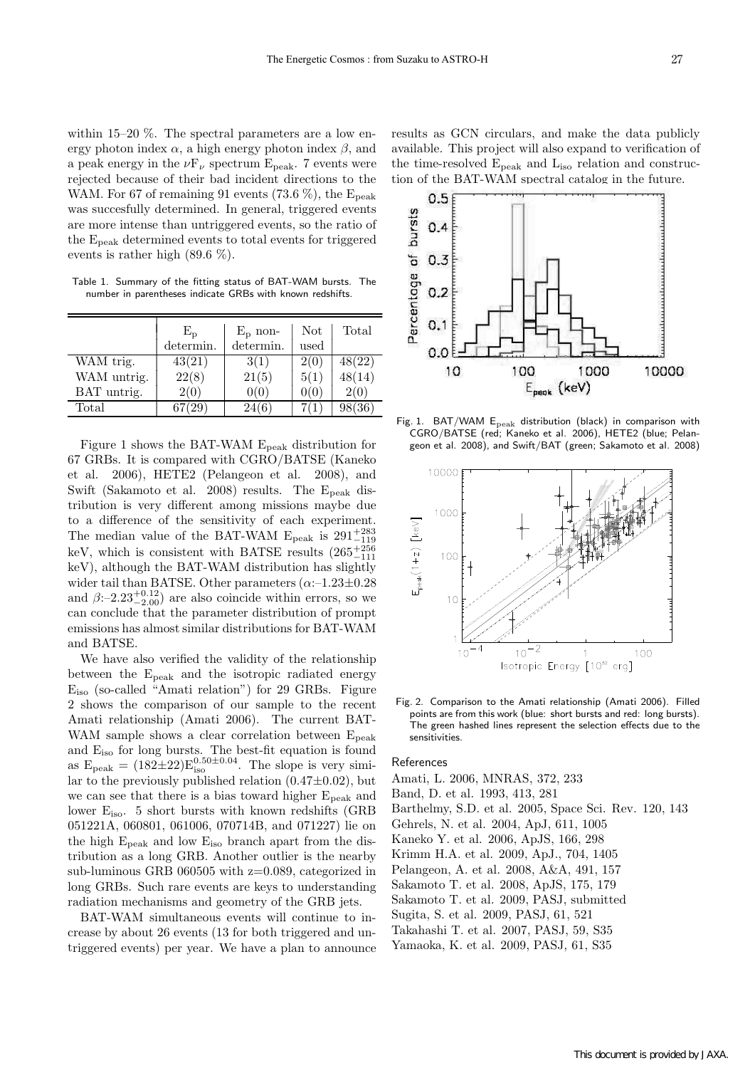within 15–20 %. The spectral parameters are a low energy photon index $\alpha$, a high energy photon index $\beta$, and a peak energy in the $\nu F_\nu$ spectrum $E_{peak}$. 7 events were rejected because of their bad incident directions to the WAM. For 67 of remaining 91 events (73.6 %), the $E_{peak}$ was succesfully determined. In general, triggered events are more intense than untriggered events, so the ratio of the $E_{peak}$ determined events to total events for triggered events is rather high (89.6 %).

Table 1. Summary of the fitting status of BAT-WAM bursts. The number in parentheses indicate GRBs with known redshifts.

| | $E_p$ determin. | $E_p$ non-determin. | Not used | Total |
|---|---|---|---|---|
| WAM trig. | 43(21) | 3(1) | 2(0) | 48(22) |
| WAM untrig. | 22(8) | 21(5) | 5(1) | 48(14) |
| BAT untrig. | 2(0) | 0(0) | 0(0) | 2(0) |
| Total | 67(29) | 24(6) | 7(1) | 98(36) |

Figure 1 shows the BAT-WAM $E_{peak}$ distribution for 67 GRBs. It is compared with CGRO/BATSE (Kaneko et al. 2006), HETE2 (Pelangeon et al. 2008), and Swift (Sakamoto et al. 2008) results. The $E_{peak}$ distribution is very different among missions maybe due to a difference of the sensitivity of each experiment. The median value of the BAT-WAM $E_{peak}$ is $291^{+283}_{-119}$ keV, which is consistent with BATSE results ($265^{+256}_{-111}$ keV), although the BAT-WAM distribution has slightly wider tail than BATSE. Other parameters ($\alpha$:–1.23±0.28 and $\beta$:$-2.23^{+0.12}_{-2.00}$) are also coincide within errors, so we can conclude that the parameter distribution of prompt emissions has almost similar distributions for BAT-WAM and BATSE.

We have also verified the validity of the relationship between the $E_{peak}$ and the isotropic radiated energy $E_{iso}$ (so-called "Amati relation") for 29 GRBs. Figure 2 shows the comparison of our sample to the recent Amati relationship (Amati 2006). The current BAT-WAM sample shows a clear correlation between $E_{peak}$ and $E_{iso}$ for long bursts. The best-fit equation is found as $E_{peak} = (182\pm22)E_{iso}^{0.50\pm0.04}$. The slope is very similar to the previously published relation (0.47±0.02), but we can see that there is a bias toward higher $E_{peak}$ and lower $E_{iso}$. 5 short bursts with known redshifts (GRB 051221A, 060801, 061006, 070714B, and 071227) lie on the high $E_{peak}$ and low $E_{iso}$ branch apart from the distribution as a long GRB. Another outlier is the nearby sub-luminous GRB 060505 with z=0.089, categorized in long GRBs. Such rare events are keys to understanding radiation mechanisms and geometry of the GRB jets.

BAT-WAM simultaneous events will continue to increase by about 26 events (13 for both triggered and untriggered events) per year. We have a plan to announce results as GCN circulars, and make the data publicly available. This project will also expand to verification of the time-resolved $E_{peak}$ and $L_{iso}$ relation and construction of the BAT-WAM spectral catalog in the future.

Percentage of bursts
0.5
0.4
0.3
0.2
0.1
0.0
10
100
1000
10000
$E_{peak}$ (keV)

Fig. 1. BAT/WAM $E_{peak}$ distribution (black) in comparison with CGRO/BATSE (red; Kaneko et al. 2006), HETE2 (blue; Pelangeon et al. 2008), and Swift/BAT (green; Sakamoto et al. 2008)

$E_{peak}(1+z)$ [keV]
10000
1000
100
10
1
$10^{-4}$
$10^{-2}$
1
100
Isotropic Energy [$10^{52}$ erg]

Fig. 2. Comparison to the Amati relationship (Amati 2006). Filled points are from this work (blue: short bursts and red: long bursts). The green hashed lines represent the selection effects due to the sensitivities.

## References

Amati, L. 2006, MNRAS, 372, 233
Band, D. et al. 1993, 413, 281
Barthelmy, S.D. et al. 2005, Space Sci. Rev. 120, 143
Gehrels, N. et al. 2004, ApJ, 611, 1005
Kaneko Y. et al. 2006, ApJS, 166, 298
Krimm H.A. et al. 2009, ApJ., 704, 1405
Pelangeon, A. et al. 2008, A&A, 491, 157
Sakamoto T. et al. 2008, ApJS, 175, 179
Sakamoto T. et al. 2009, PASJ, submitted
Sugita, S. et al. 2009, PASJ, 61, 521
Takahashi T. et al. 2007, PASJ, 59, S35
Yamaoka, K. et al. 2009, PASJ, 61, S35